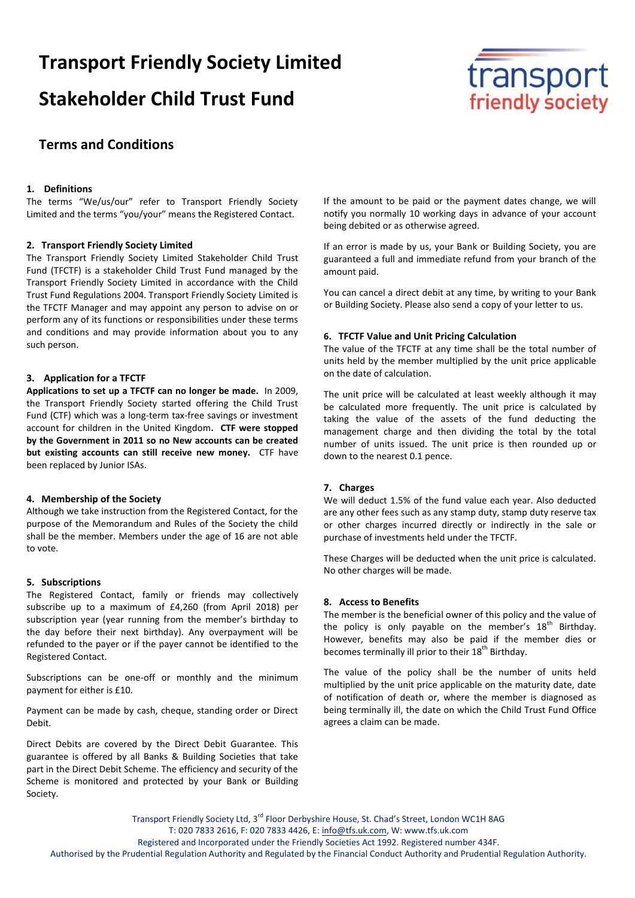# Transport Friendly Society Limited

# Stakeholder Child Trust Fund

## Terms and Conditions

### 1. Definitions

The terms "We/us/our" refer to Transport Friendly Society Limited and the terms "you/your" means the Registered Contact.

### 2. Transport Friendly Society Limited

The Transport Friendly Society Limited Stakeholder Child Trust Fund (TFCTF) is a stakeholder Child Trust Fund managed by the Transport Friendly Society Limited in accordance with the Child Trust Fund Regulations 2004. Transport Friendly Society Limited is the TFCTF Manager and may appoint any person to advise on or perform any of its functions or responsibilities under these terms and conditions and may provide information about you to any such person.

### 3. Application for a TFCTF

**Applications to set up a TFCTF can no longer be made.** In 2009, the Transport Friendly Society started offering the Child Trust Fund (CTF) which was a long-term tax-free savings or investment account for children in the United Kingdom**. CTF were stopped by the Government in 2011 so no New accounts can be created but existing accounts can still receive new money.** CTF have been replaced by Junior ISAs.

### 4. Membership of the Society

Although we take instruction from the Registered Contact, for the purpose of the Memorandum and Rules of the Society the child shall be the member. Members under the age of 16 are not able to vote.

### 5. Subscriptions

The Registered Contact, family or friends may collectively subscribe up to a maximum of £4,260 (from April 2018) per subscription year (year running from the member's birthday to the day before their next birthday). Any overpayment will be refunded to the payer or if the payer cannot be identified to the Registered Contact.

Subscriptions can be one-off or monthly and the minimum payment for either is £10.

Payment can be made by cash, cheque, standing order or Direct Debit.

Direct Debits are covered by the Direct Debit Guarantee. This guarantee is offered by all Banks & Building Societies that take part in the Direct Debit Scheme. The efficiency and security of the Scheme is monitored and protected by your Bank or Building Society.

If the amount to be paid or the payment dates change, we will notify you normally 10 working days in advance of your account being debited or as otherwise agreed.

If an error is made by us, your Bank or Building Society, you are guaranteed a full and immediate refund from your branch of the amount paid.

You can cancel a direct debit at any time, by writing to your Bank or Building Society. Please also send a copy of your letter to us.

### 6. TFCTF Value and Unit Pricing Calculation

The value of the TFCTF at any time shall be the total number of units held by the member multiplied by the unit price applicable on the date of calculation.

The unit price will be calculated at least weekly although it may be calculated more frequently. The unit price is calculated by taking the value of the assets of the fund deducting the management charge and then dividing the total by the total number of units issued. The unit price is then rounded up or down to the nearest 0.1 pence.

### 7. Charges

We will deduct 1.5% of the fund value each year. Also deducted are any other fees such as any stamp duty, stamp duty reserve tax or other charges incurred directly or indirectly in the sale or purchase of investments held under the TFCTF.

These Charges will be deducted when the unit price is calculated. No other charges will be made.

### 8. Access to Benefits

The member is the beneficial owner of this policy and the value of the policy is only payable on the member's 18th Birthday. However, benefits may also be paid if the member dies or becomes terminally ill prior to their 18th Birthday.

The value of the policy shall be the number of units held multiplied by the unit price applicable on the maturity date, date of notification of death or, where the member is diagnosed as being terminally ill, the date on which the Child Trust Fund Office agrees a claim can be made.

Transport Friendly Society Ltd, 3rd Floor Derbyshire House, St. Chad's Street, London WC1H 8AG
T: 020 7833 2616, F: 020 7833 4426, E: info@tfs.uk.com, W: www.tfs.uk.com
Registered and Incorporated under the Friendly Societies Act 1992. Registered number 434F.
Authorised by the Prudential Regulation Authority and Regulated by the Financial Conduct Authority and Prudential Regulation Authority.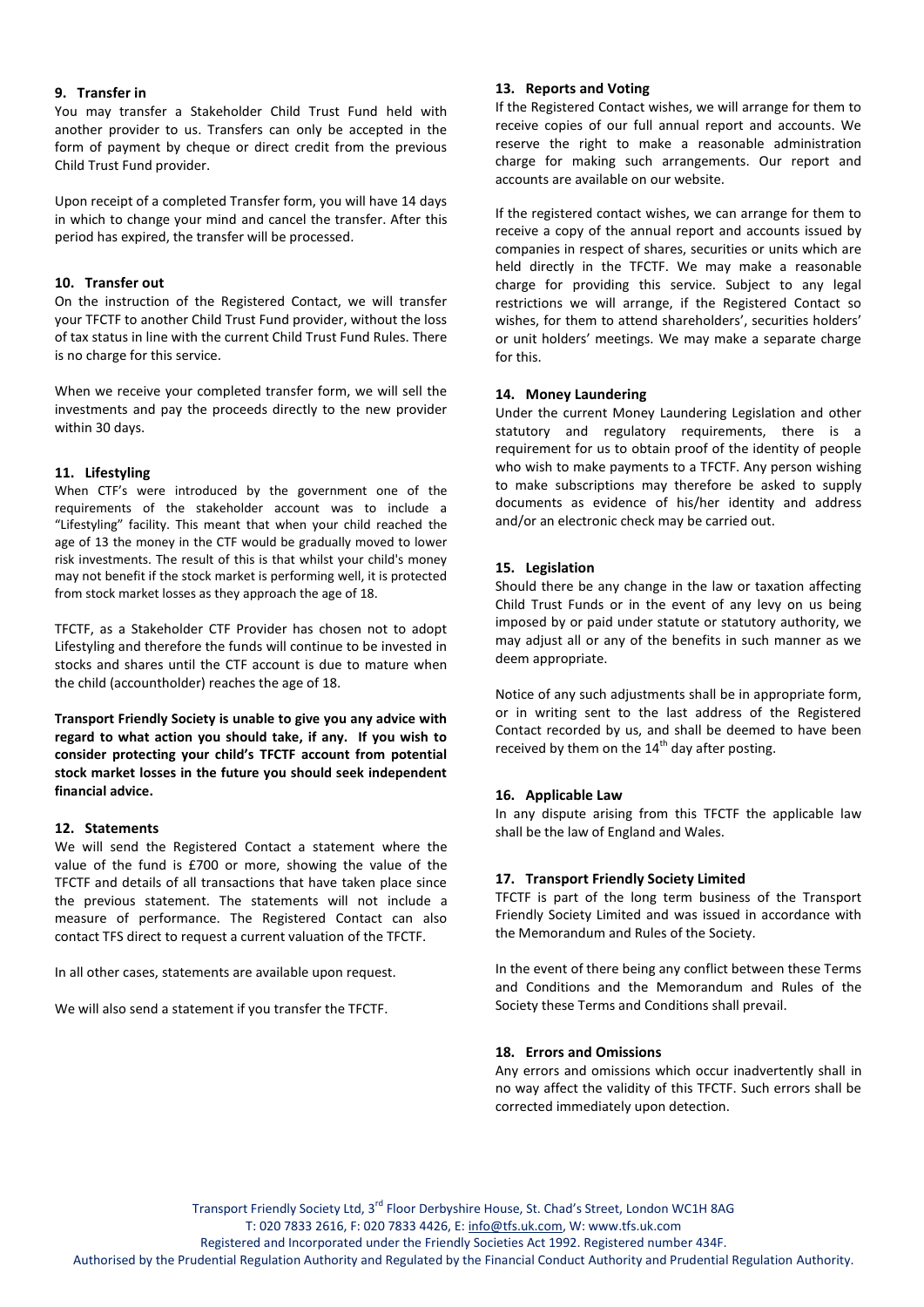### 9. Transfer in

You may transfer a Stakeholder Child Trust Fund held with another provider to us. Transfers can only be accepted in the form of payment by cheque or direct credit from the previous Child Trust Fund provider.

Upon receipt of a completed Transfer form, you will have 14 days in which to change your mind and cancel the transfer. After this period has expired, the transfer will be processed.

### 10. Transfer out

On the instruction of the Registered Contact, we will transfer your TFCTF to another Child Trust Fund provider, without the loss of tax status in line with the current Child Trust Fund Rules. There is no charge for this service.

When we receive your completed transfer form, we will sell the investments and pay the proceeds directly to the new provider within 30 days.

### 11. Lifestyling

When CTF's were introduced by the government one of the requirements of the stakeholder account was to include a "Lifestyling" facility. This meant that when your child reached the age of 13 the money in the CTF would be gradually moved to lower risk investments. The result of this is that whilst your child's money may not benefit if the stock market is performing well, it is protected from stock market losses as they approach the age of 18.

TFCTF, as a Stakeholder CTF Provider has chosen not to adopt Lifestyling and therefore the funds will continue to be invested in stocks and shares until the CTF account is due to mature when the child (accountholder) reaches the age of 18.

**Transport Friendly Society is unable to give you any advice with regard to what action you should take, if any. If you wish to consider protecting your child's TFCTF account from potential stock market losses in the future you should seek independent financial advice.**

### 12. Statements

We will send the Registered Contact a statement where the value of the fund is £700 or more, showing the value of the TFCTF and details of all transactions that have taken place since the previous statement. The statements will not include a measure of performance. The Registered Contact can also contact TFS direct to request a current valuation of the TFCTF.

In all other cases, statements are available upon request.

We will also send a statement if you transfer the TFCTF.

### 13. Reports and Voting

If the Registered Contact wishes, we will arrange for them to receive copies of our full annual report and accounts. We reserve the right to make a reasonable administration charge for making such arrangements. Our report and accounts are available on our website.

If the registered contact wishes, we can arrange for them to receive a copy of the annual report and accounts issued by companies in respect of shares, securities or units which are held directly in the TFCTF. We may make a reasonable charge for providing this service. Subject to any legal restrictions we will arrange, if the Registered Contact so wishes, for them to attend shareholders', securities holders' or unit holders' meetings. We may make a separate charge for this.

### 14. Money Laundering

Under the current Money Laundering Legislation and other statutory and regulatory requirements, there is a requirement for us to obtain proof of the identity of people who wish to make payments to a TFCTF. Any person wishing to make subscriptions may therefore be asked to supply documents as evidence of his/her identity and address and/or an electronic check may be carried out.

### 15. Legislation

Should there be any change in the law or taxation affecting Child Trust Funds or in the event of any levy on us being imposed by or paid under statute or statutory authority, we may adjust all or any of the benefits in such manner as we deem appropriate.

Notice of any such adjustments shall be in appropriate form, or in writing sent to the last address of the Registered Contact recorded by us, and shall be deemed to have been received by them on the 14th day after posting.

### 16. Applicable Law

In any dispute arising from this TFCTF the applicable law shall be the law of England and Wales.

### 17. Transport Friendly Society Limited

TFCTF is part of the long term business of the Transport Friendly Society Limited and was issued in accordance with the Memorandum and Rules of the Society.

In the event of there being any conflict between these Terms and Conditions and the Memorandum and Rules of the Society these Terms and Conditions shall prevail.

### 18. Errors and Omissions

Any errors and omissions which occur inadvertently shall in no way affect the validity of this TFCTF. Such errors shall be corrected immediately upon detection.

Transport Friendly Society Ltd, 3rd Floor Derbyshire House, St. Chad's Street, London WC1H 8AG
T: 020 7833 2616, F: 020 7833 4426, E: info@tfs.uk.com, W: www.tfs.uk.com
Registered and Incorporated under the Friendly Societies Act 1992. Registered number 434F.
Authorised by the Prudential Regulation Authority and Regulated by the Financial Conduct Authority and Prudential Regulation Authority.